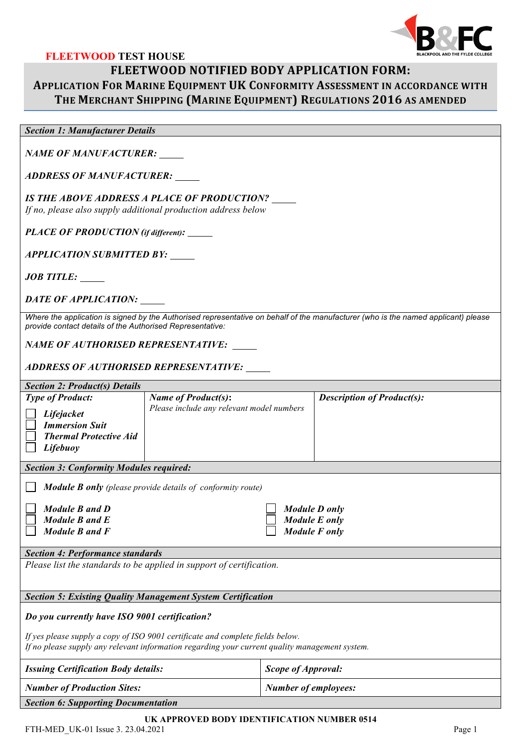**FLEETWOOD TEST HOUSE**

# FLEETWOOD NOTIFIED BODY APPLICATION FORM:

## APPLICATION FOR MARINE EQUIPMENT UK CONFORMITY ASSESSMENT IN ACCORDANCE WITH THE MERCHANT SHIPPING (MARINE EQUIPMENT) REGULATIONS 2016 AS AMENDED

### *Section 1: Manufacturer Details*

***NAME OF MANUFACTURER:*** _____

***ADDRESS OF MANUFACTURER:*** _____

***IS THE ABOVE ADDRESS A PLACE OF PRODUCTION?*** _____
*If no, please also supply additional production address below*

***PLACE OF PRODUCTION (if different):*** _____

***APPLICATION SUBMITTED BY:*** _____

***JOB TITLE:*** _____

***DATE OF APPLICATION:*** _____

*Where the application is signed by the Authorised representative on behalf of the manufacturer (who is the named applicant) please provide contact details of the Authorised Representative:*

***NAME OF AUTHORISED REPRESENTATIVE:*** _____

***ADDRESS OF AUTHORISED REPRESENTATIVE:*** _____

### *Section 2: Product(s) Details*

| *Type of Product:* | *Name of Product(s):* Please include any relevant model numbers | *Description of Product(s):* |
|---|---|---|
| ☐ *Lifejacket*<br>☐ *Immersion Suit*<br>☐ *Thermal Protective Aid*<br>☐ *Lifebuoy* | | |

### *Section 3: Conformity Modules required:*

☐ ***Module B only*** *(please provide details of conformity route)*

| | |
|---|---|
| ☐ ***Module B and D*** | ☐ ***Module D only*** |
| ☐ ***Module B and E*** | ☐ ***Module E only*** |
| ☐ ***Module B and F*** | ☐ ***Module F only*** |

### *Section 4: Performance standards*

*Please list the standards to be applied in support of certification.*

### *Section 5: Existing Quality Management System Certification*

***Do you currently have ISO 9001 certification?***

*If yes please supply a copy of ISO 9001 certificate and complete fields below.*
*If no please supply any relevant information regarding your current quality management system.*

| | |
|---|---|
| ***Issuing Certification Body details:*** | ***Scope of Approval:*** |
| ***Number of Production Sites:*** | ***Number of employees:*** |

### *Section 6: Supporting Documentation*

**UK APPROVED BODY IDENTIFICATION NUMBER 0514**

FTH-MED_UK-01 Issue 3. 23.04.2021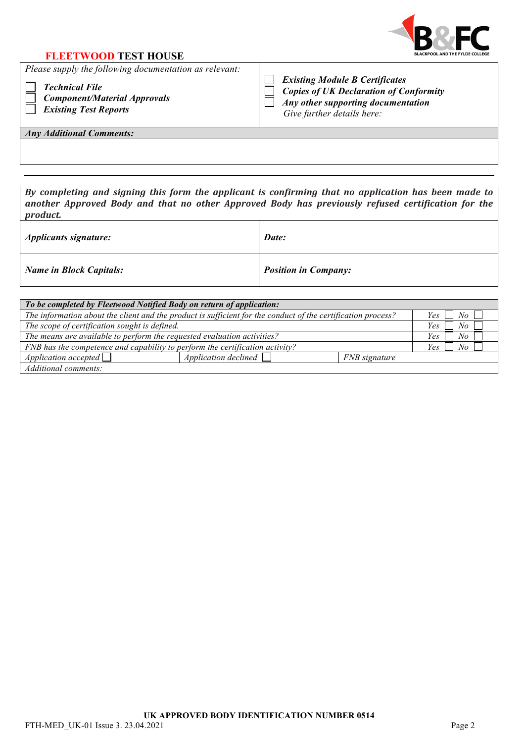**FLEETWOOD TEST HOUSE**

| | |
|---|---|
| *Please supply the following documentation as relevant:*<br>☐ ***Technical File***<br>☐ ***Component/Material Approvals***<br>☐ ***Existing Test Reports*** | ☐ ***Existing Module B Certificates***<br>☐ ***Copies of UK Declaration of Conformity***<br>☐ ***Any other supporting documentation***<br>*Give further details here:* |
| ***Any Additional Comments:*** | |
| | |

***By completing and signing this form the applicant is confirming that no application has been made to another Approved Body and that no other Approved Body has previously refused certification for the product.***

| | |
|---|---|
| ***Applicants signature:*** | ***Date:*** |
| ***Name in Block Capitals:*** | ***Position in Company:*** |

| ***To be completed by Fleetwood Notified Body on return of application:*** | | | |
|---|---|---|---|
| *The information about the client and the product is sufficient for the conduct of the certification process?* | | | *Yes* ☐ *No* ☐ |
| *The scope of certification sought is defined.* | | | *Yes* ☐ *No* ☐ |
| *The means are available to perform the requested evaluation activities?* | | | *Yes* ☐ *No* ☐ |
| *FNB has the competence and capability to perform the certification activity?* | | | *Yes* ☐ *No* ☐ |
| *Application accepted* ☐ | *Application declined* ☐ | *FNB signature* | |
| *Additional comments:* | | | |

**UK APPROVED BODY IDENTIFICATION NUMBER 0514**

FTH-MED_UK-01 Issue 3. 23.04.2021